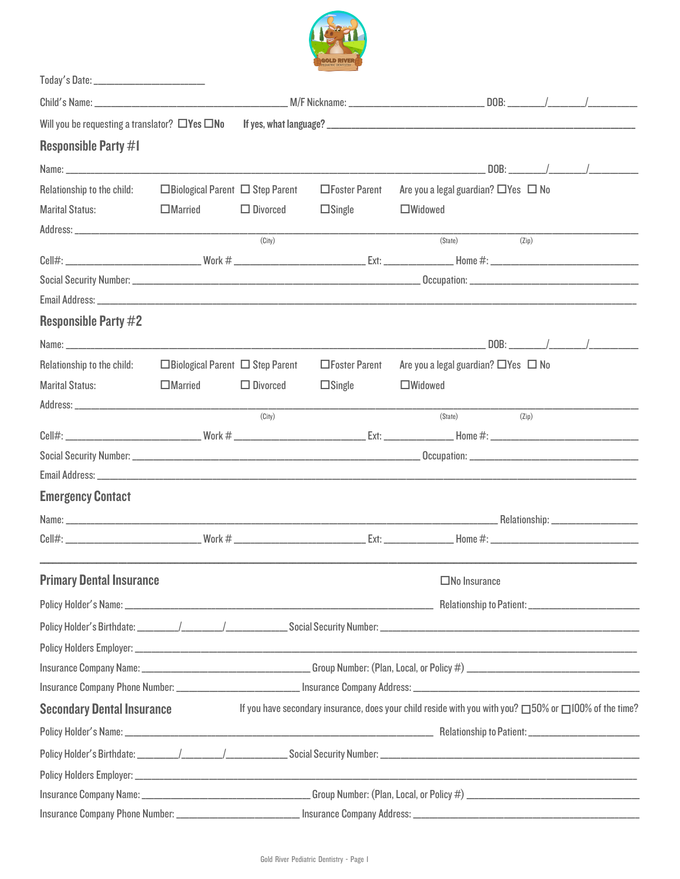Today's Date: ____________________

Child's Name: ______________________________ M/F Nickname: ______________________ DOB: ______/______/________

Will you be requesting a translator? ☐Yes ☐No If yes, what language? ________________________________

## Responsible Party #1

Name: ____________________________________________________________ DOB: ______/______/________

Relationship to the child: ☐Biological Parent ☐ Step Parent ☐Foster Parent Are you a legal guardian? ☐Yes ☐ No

Marital Status: ☐Married ☐ Divorced ☐Single ☐Widowed

Address: ________________________________________________________________________________
(City) (State) (Zip)

Cell#: ______________________ Work # ______________________ Ext: ___________ Home #: ______________________

Social Security Number: ____________________________________________ Occupation: ______________________

Email Address: ________________________________________________________________________________

## Responsible Party #2

Name: ____________________________________________________________ DOB: ______/______/________

Relationship to the child: ☐Biological Parent ☐ Step Parent ☐Foster Parent Are you a legal guardian? ☐Yes ☐ No

Marital Status: ☐Married ☐ Divorced ☐Single ☐Widowed

Address: ________________________________________________________________________________
(City) (State) (Zip)

Cell#: ______________________ Work # ______________________ Ext: ___________ Home #: ______________________

Social Security Number: ____________________________________________ Occupation: ______________________

Email Address: ________________________________________________________________________________

## Emergency Contact

Name: ____________________________________________________________ Relationship: ________________

Cell#: ______________________ Work # ______________________ Ext: ___________ Home #: ______________________

---

## Primary Dental Insurance

☐No Insurance

Policy Holder's Name: ____________________________________________ Relationship to Patient: ________________

Policy Holder's Birthdate: _______/_______/__________ Social Security Number: ______________________________

Policy Holders Employer: ________________________________________________________________________

Insurance Company Name: __________________________ Group Number: (Plan, Local, or Policy #) __________________

Insurance Company Phone Number: ____________________ Insurance Company Address: ______________________________

## Secondary Dental Insurance

If you have secondary insurance, does your child reside with you with you? ☐50% or ☐100% of the time?

Policy Holder's Name: ____________________________________________ Relationship to Patient: ________________

Policy Holder's Birthdate: _______/_______/__________ Social Security Number: ______________________________

Policy Holders Employer: ________________________________________________________________________

Insurance Company Name: __________________________ Group Number: (Plan, Local, or Policy #) __________________

Insurance Company Phone Number: ____________________ Insurance Company Address: ______________________________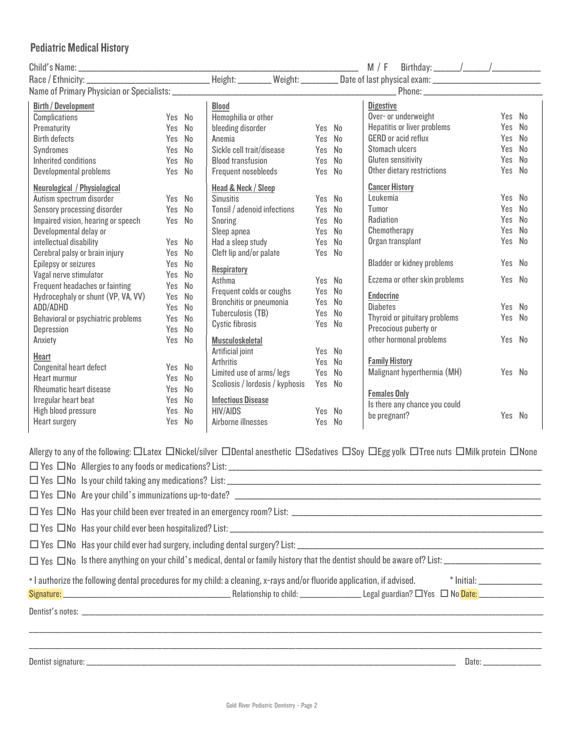## Pediatric Medical History

Child's Name: ______________________________ M / F Birthday: ____/____/______

Race / Ethnicity: ______________ Height: ______ Weight: ______ Date of last physical exam: ______________

Name of Primary Physician or Specialists: ______________________________ Phone: ______________

**Birth / Development**

| | | |
|---|---|---|
| Complications | Yes | No |
| Prematurity | Yes | No |
| Birth defects | Yes | No |
| Syndromes | Yes | No |
| Inherited conditions | Yes | No |
| Developmental problems | Yes | No |

**Neurological / Physiological**

| | | |
|---|---|---|
| Autism spectrum disorder | Yes | No |
| Sensory processing disorder | Yes | No |
| Impaired vision, hearing or speech | Yes | No |
| Developmental delay or intellectual disability | Yes | No |
| Cerebral palsy or brain injury | Yes | No |
| Epilepsy or seizures | Yes | No |
| Vagal nerve stimulator | Yes | No |
| Frequent headaches or fainting | Yes | No |
| Hydrocephaly or shunt (VP, VA, VV) | Yes | No |
| ADD/ADHD | Yes | No |
| Behavioral or psychiatric problems | Yes | No |
| Depression | Yes | No |
| Anxiety | Yes | No |

**Heart**

| | | |
|---|---|---|
| Congenital heart defect | Yes | No |
| Heart murmur | Yes | No |
| Rheumatic heart disease | Yes | No |
| Irregular heart beat | Yes | No |
| High blood pressure | Yes | No |
| Heart surgery | Yes | No |

**Blood**

| | | |
|---|---|---|
| Hemophilia or other bleeding disorder | Yes | No |
| Anemia | Yes | No |
| Sickle cell trait/disease | Yes | No |
| Blood transfusion | Yes | No |
| Frequent nosebleeds | Yes | No |

**Head & Neck / Sleep**

| | | |
|---|---|---|
| Sinusitis | Yes | No |
| Tonsil / adenoid infections | Yes | No |
| Snoring | Yes | No |
| Sleep apnea | Yes | No |
| Had a sleep study | Yes | No |
| Cleft lip and/or palate | Yes | No |

**Respiratory**

| | | |
|---|---|---|
| Asthma | Yes | No |
| Frequent colds or coughs | Yes | No |
| Bronchitis or pneumonia | Yes | No |
| Tuberculosis (TB) | Yes | No |
| Cystic fibrosis | Yes | No |

**Musculoskeletal**

| | | |
|---|---|---|
| Artificial joint | Yes | No |
| Arthritis | Yes | No |
| Limited use of arms/ legs | Yes | No |
| Scoliosis / lordosis / kyphosis | Yes | No |

**Infectious Disease**

| | | |
|---|---|---|
| HIV/AIDS | Yes | No |
| Airborne illnesses | Yes | No |

**Digestive**

| | | |
|---|---|---|
| Over- or underweight | Yes | No |
| Hepatitis or liver problems | Yes | No |
| GERD or acid reflux | Yes | No |
| Stomach ulcers | Yes | No |
| Gluten sensitivity | Yes | No |
| Other dietary restrictions | Yes | No |

**Cancer History**

| | | |
|---|---|---|
| Leukemia | Yes | No |
| Tumor | Yes | No |
| Radiation | Yes | No |
| Chemotherapy | Yes | No |
| Organ transplant | Yes | No |
| Bladder or kidney problems | Yes | No |
| Eczema or other skin problems | Yes | No |

**Endocrine**

| | | |
|---|---|---|
| Diabetes | Yes | No |
| Thyroid or pituitary problems | Yes | No |
| Precocious puberty or other hormonal problems | Yes | No |

**Family History**

| | | |
|---|---|---|
| Malignant hyperthermia (MH) | Yes | No |

**Females Only**

| | | |
|---|---|---|
| Is there any chance you could be pregnant? | Yes | No |

Allergy to any of the following: ☐Latex ☐Nickel/silver ☐Dental anesthetic ☐Sedatives ☐Soy ☐Egg yolk ☐Tree nuts ☐Milk protein ☐None

☐ Yes ☐No Allergies to any foods or medications? List: ______________________________

☐ Yes ☐No Is your child taking any medications? List: ______________________________

☐ Yes ☐No Are your child's immunizations up-to-date? ______________________________

☐ Yes ☐No Has your child been ever treated in an emergency room? List: ______________________________

☐ Yes ☐No Has your child ever been hospitalized? List: ______________________________

☐ Yes ☐No Has your child ever had surgery, including dental surgery? List: ______________________________

☐ Yes ☐No Is there anything on your child's medical, dental or family history that the dentist should be aware of? List: ______________

* I authorize the following dental procedures for my child: a cleaning, x-rays and/or fluoride application, if advised. * Initial: __________

Signature: ______________________ Relationship to child: __________ Legal guardian? ☐Yes ☐ No Date: __________

Dentist's notes: ______________________________

______________________________

______________________________

Dentist signature: ______________________________ Date: __________